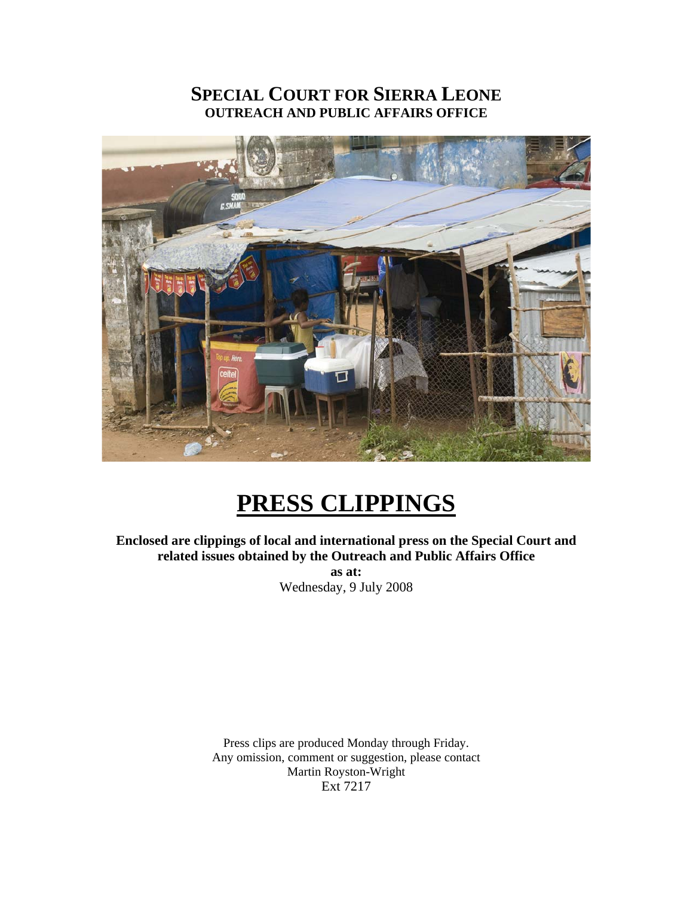# SPECIAL COURT FOR SIERRA LEONE
## OUTREACH AND PUBLIC AFFAIRS OFFICE

# PRESS CLIPPINGS

**Enclosed are clippings of local and international press on the Special Court and related issues obtained by the Outreach and Public Affairs Office**

**as at:**

Wednesday, 9 July 2008

Press clips are produced Monday through Friday.
Any omission, comment or suggestion, please contact
Martin Royston-Wright
Ext 7217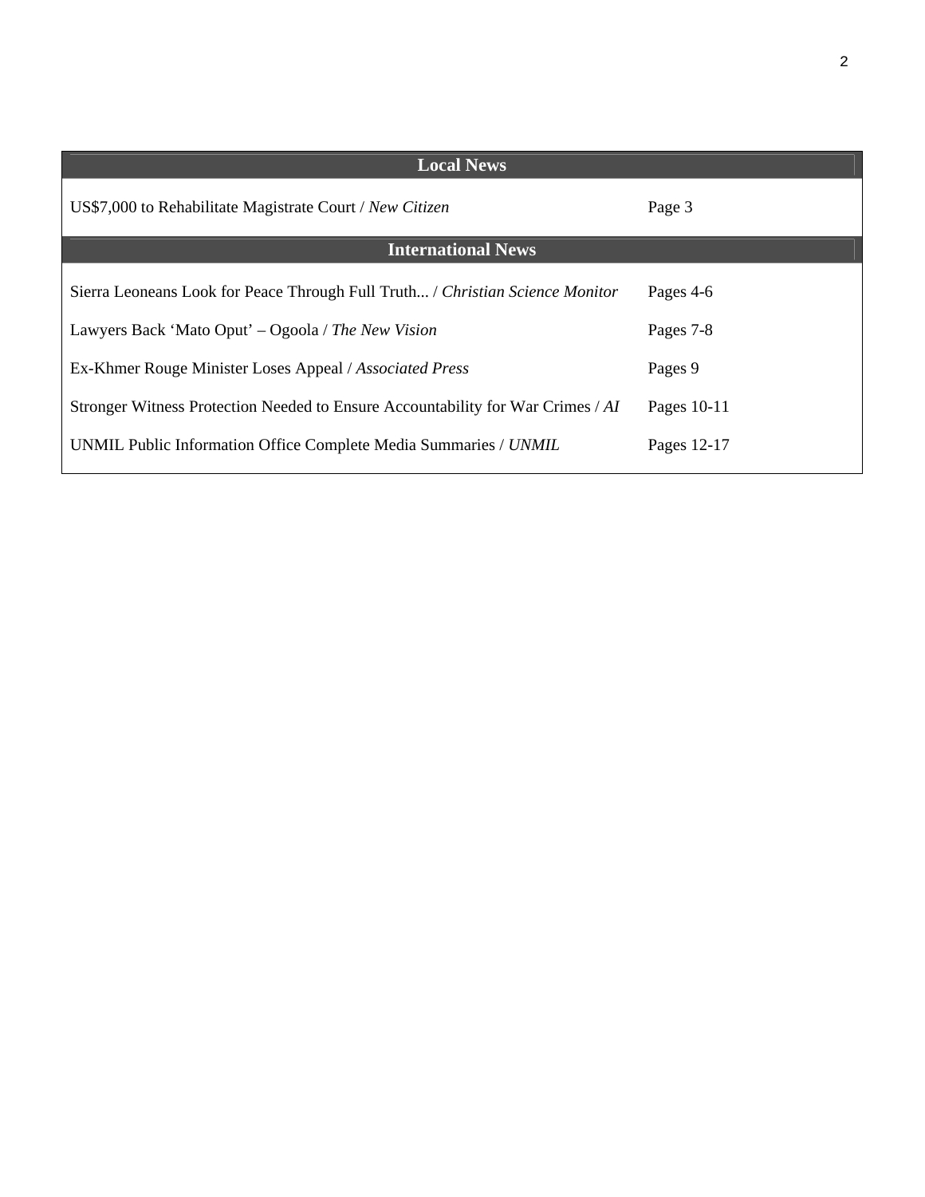| Local News | |
|---|---|
| US$7,000 to Rehabilitate Magistrate Court / *New Citizen* | Page 3 |
| **International News** | |
| Sierra Leoneans Look for Peace Through Full Truth... / *Christian Science Monitor* | Pages 4-6 |
| Lawyers Back 'Mato Oput' – Ogoola / *The New Vision* | Pages 7-8 |
| Ex-Khmer Rouge Minister Loses Appeal / *Associated Press* | Pages 9 |
| Stronger Witness Protection Needed to Ensure Accountability for War Crimes / *AI* | Pages 10-11 |
| UNMIL Public Information Office Complete Media Summaries / *UNMIL* | Pages 12-17 |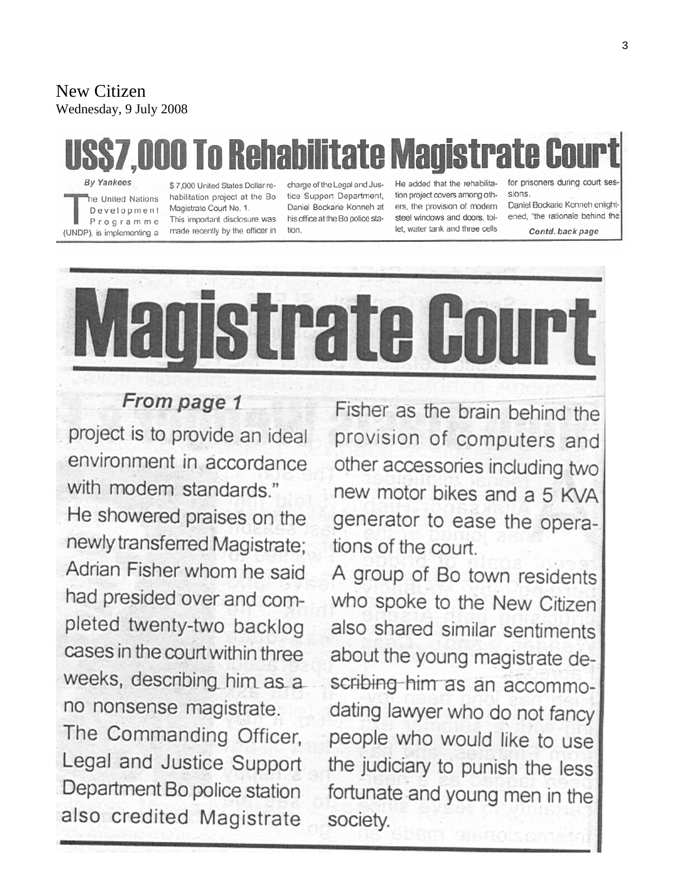New Citizen
Wednesday, 9 July 2008

# US$7,000 To Rehabilitate Magistrate Court

**By Yankees**

The United Nations Development Programme (UNDP), is implementing a $7,000 United States Dollar rehabilitation project at the Bo Magistrate Court No. 1.

This important disclosure was made recently by the officer in charge of the Legal and Justice Support Department, Daniel Bockarie Konneh at his office at the Bo police station.

He added that the rehabilitation project covers among others, the provision of modern steel windows and doors, toilet, water tank and three cells for prisoners during court sessions.

Daniel Bockarie Konneh enlightened, "the rationale behind the

*Contd. back page*

# Magistrate Court

***From page 1***

project is to provide an ideal environment in accordance with modem standards."

He showered praises on the newly transferred Magistrate; Adrian Fisher whom he said had presided over and completed twenty-two backlog cases in the court within three weeks, describing him as a no nonsense magistrate.

The Commanding Officer, Legal and Justice Support Department Bo police station also credited Magistrate Fisher as the brain behind the provision of computers and other accessories including two new motor bikes and a 5 KVA generator to ease the operations of the court.

A group of Bo town residents who spoke to the New Citizen also shared similar sentiments about the young magistrate describing him as an accommodating lawyer who do not fancy people who would like to use the judiciary to punish the less fortunate and young men in the society.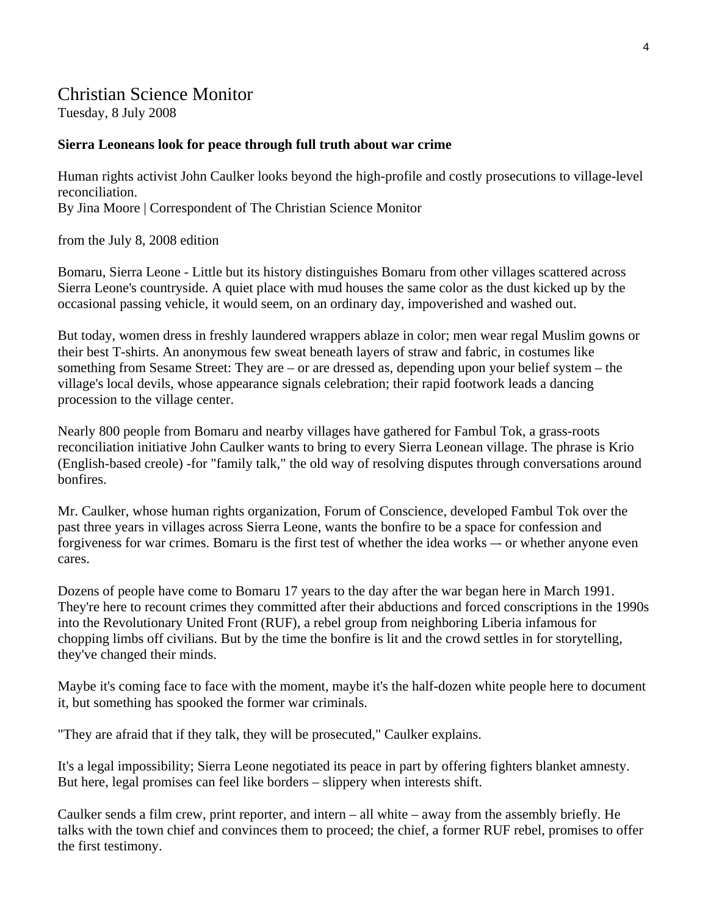# Christian Science Monitor

Tuesday, 8 July 2008

**Sierra Leoneans look for peace through full truth about war crime**

Human rights activist John Caulker looks beyond the high-profile and costly prosecutions to village-level reconciliation.

By Jina Moore | Correspondent of The Christian Science Monitor

from the July 8, 2008 edition

Bomaru, Sierra Leone - Little but its history distinguishes Bomaru from other villages scattered across Sierra Leone's countryside. A quiet place with mud houses the same color as the dust kicked up by the occasional passing vehicle, it would seem, on an ordinary day, impoverished and washed out.

But today, women dress in freshly laundered wrappers ablaze in color; men wear regal Muslim gowns or their best T-shirts. An anonymous few sweat beneath layers of straw and fabric, in costumes like something from Sesame Street: They are – or are dressed as, depending upon your belief system – the village's local devils, whose appearance signals celebration; their rapid footwork leads a dancing procession to the village center.

Nearly 800 people from Bomaru and nearby villages have gathered for Fambul Tok, a grass-roots reconciliation initiative John Caulker wants to bring to every Sierra Leonean village. The phrase is Krio (English-based creole) -for "family talk," the old way of resolving disputes through conversations around bonfires.

Mr. Caulker, whose human rights organization, Forum of Conscience, developed Fambul Tok over the past three years in villages across Sierra Leone, wants the bonfire to be a space for confession and forgiveness for war crimes. Bomaru is the first test of whether the idea works –- or whether anyone even cares.

Dozens of people have come to Bomaru 17 years to the day after the war began here in March 1991. They're here to recount crimes they committed after their abductions and forced conscriptions in the 1990s into the Revolutionary United Front (RUF), a rebel group from neighboring Liberia infamous for chopping limbs off civilians. But by the time the bonfire is lit and the crowd settles in for storytelling, they've changed their minds.

Maybe it's coming face to face with the moment, maybe it's the half-dozen white people here to document it, but something has spooked the former war criminals.

"They are afraid that if they talk, they will be prosecuted," Caulker explains.

It's a legal impossibility; Sierra Leone negotiated its peace in part by offering fighters blanket amnesty. But here, legal promises can feel like borders – slippery when interests shift.

Caulker sends a film crew, print reporter, and intern – all white – away from the assembly briefly. He talks with the town chief and convinces them to proceed; the chief, a former RUF rebel, promises to offer the first testimony.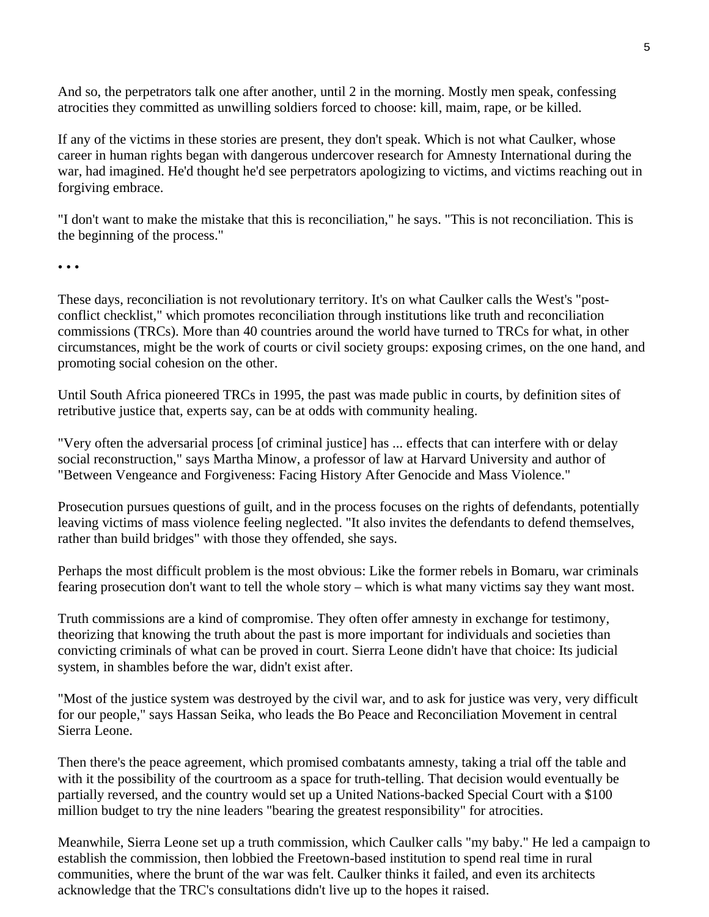And so, the perpetrators talk one after another, until 2 in the morning. Mostly men speak, confessing atrocities they committed as unwilling soldiers forced to choose: kill, maim, rape, or be killed.

If any of the victims in these stories are present, they don't speak. Which is not what Caulker, whose career in human rights began with dangerous undercover research for Amnesty International during the war, had imagined. He'd thought he'd see perpetrators apologizing to victims, and victims reaching out in forgiving embrace.

"I don't want to make the mistake that this is reconciliation," he says. "This is not reconciliation. This is the beginning of the process."

• • •

These days, reconciliation is not revolutionary territory. It's on what Caulker calls the West's "post-conflict checklist," which promotes reconciliation through institutions like truth and reconciliation commissions (TRCs). More than 40 countries around the world have turned to TRCs for what, in other circumstances, might be the work of courts or civil society groups: exposing crimes, on the one hand, and promoting social cohesion on the other.

Until South Africa pioneered TRCs in 1995, the past was made public in courts, by definition sites of retributive justice that, experts say, can be at odds with community healing.

"Very often the adversarial process [of criminal justice] has ... effects that can interfere with or delay social reconstruction," says Martha Minow, a professor of law at Harvard University and author of "Between Vengeance and Forgiveness: Facing History After Genocide and Mass Violence."

Prosecution pursues questions of guilt, and in the process focuses on the rights of defendants, potentially leaving victims of mass violence feeling neglected. "It also invites the defendants to defend themselves, rather than build bridges" with those they offended, she says.

Perhaps the most difficult problem is the most obvious: Like the former rebels in Bomaru, war criminals fearing prosecution don't want to tell the whole story – which is what many victims say they want most.

Truth commissions are a kind of compromise. They often offer amnesty in exchange for testimony, theorizing that knowing the truth about the past is more important for individuals and societies than convicting criminals of what can be proved in court. Sierra Leone didn't have that choice: Its judicial system, in shambles before the war, didn't exist after.

"Most of the justice system was destroyed by the civil war, and to ask for justice was very, very difficult for our people," says Hassan Seika, who leads the Bo Peace and Reconciliation Movement in central Sierra Leone.

Then there's the peace agreement, which promised combatants amnesty, taking a trial off the table and with it the possibility of the courtroom as a space for truth-telling. That decision would eventually be partially reversed, and the country would set up a United Nations-backed Special Court with a $100 million budget to try the nine leaders "bearing the greatest responsibility" for atrocities.

Meanwhile, Sierra Leone set up a truth commission, which Caulker calls "my baby." He led a campaign to establish the commission, then lobbied the Freetown-based institution to spend real time in rural communities, where the brunt of the war was felt. Caulker thinks it failed, and even its architects acknowledge that the TRC's consultations didn't live up to the hopes it raised.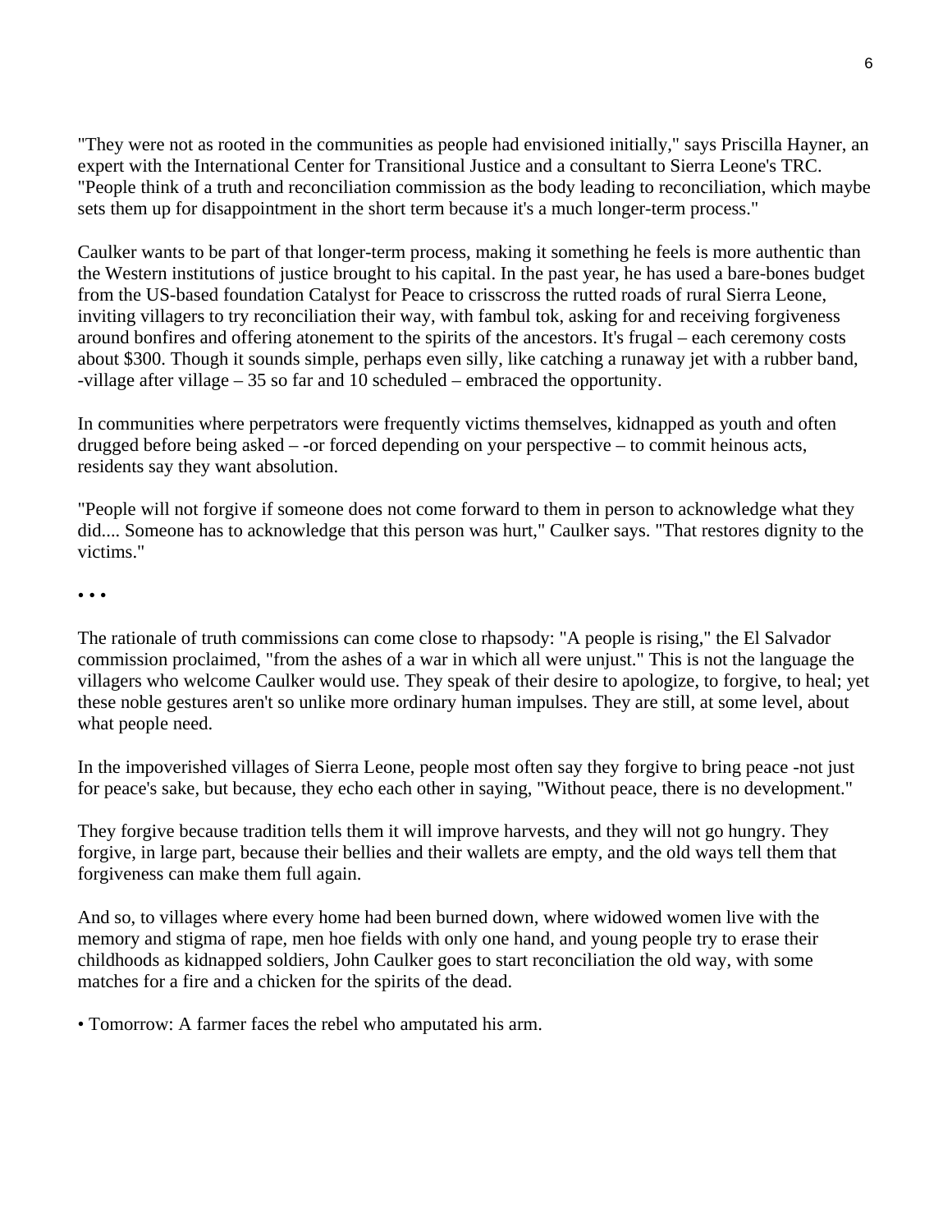"They were not as rooted in the communities as people had envisioned initially," says Priscilla Hayner, an expert with the International Center for Transitional Justice and a consultant to Sierra Leone's TRC. "People think of a truth and reconciliation commission as the body leading to reconciliation, which maybe sets them up for disappointment in the short term because it's a much longer-term process."

Caulker wants to be part of that longer-term process, making it something he feels is more authentic than the Western institutions of justice brought to his capital. In the past year, he has used a bare-bones budget from the US-based foundation Catalyst for Peace to crisscross the rutted roads of rural Sierra Leone, inviting villagers to try reconciliation their way, with fambul tok, asking for and receiving forgiveness around bonfires and offering atonement to the spirits of the ancestors. It's frugal – each ceremony costs about $300. Though it sounds simple, perhaps even silly, like catching a runaway jet with a rubber band, -village after village – 35 so far and 10 scheduled – embraced the opportunity.

In communities where perpetrators were frequently victims themselves, kidnapped as youth and often drugged before being asked – -or forced depending on your perspective – to commit heinous acts, residents say they want absolution.

"People will not forgive if someone does not come forward to them in person to acknowledge what they did.... Someone has to acknowledge that this person was hurt," Caulker says. "That restores dignity to the victims."

• • •

The rationale of truth commissions can come close to rhapsody: "A people is rising," the El Salvador commission proclaimed, "from the ashes of a war in which all were unjust." This is not the language the villagers who welcome Caulker would use. They speak of their desire to apologize, to forgive, to heal; yet these noble gestures aren't so unlike more ordinary human impulses. They are still, at some level, about what people need.

In the impoverished villages of Sierra Leone, people most often say they forgive to bring peace -not just for peace's sake, but because, they echo each other in saying, "Without peace, there is no development."

They forgive because tradition tells them it will improve harvests, and they will not go hungry. They forgive, in large part, because their bellies and their wallets are empty, and the old ways tell them that forgiveness can make them full again.

And so, to villages where every home had been burned down, where widowed women live with the memory and stigma of rape, men hoe fields with only one hand, and young people try to erase their childhoods as kidnapped soldiers, John Caulker goes to start reconciliation the old way, with some matches for a fire and a chicken for the spirits of the dead.

• Tomorrow: A farmer faces the rebel who amputated his arm.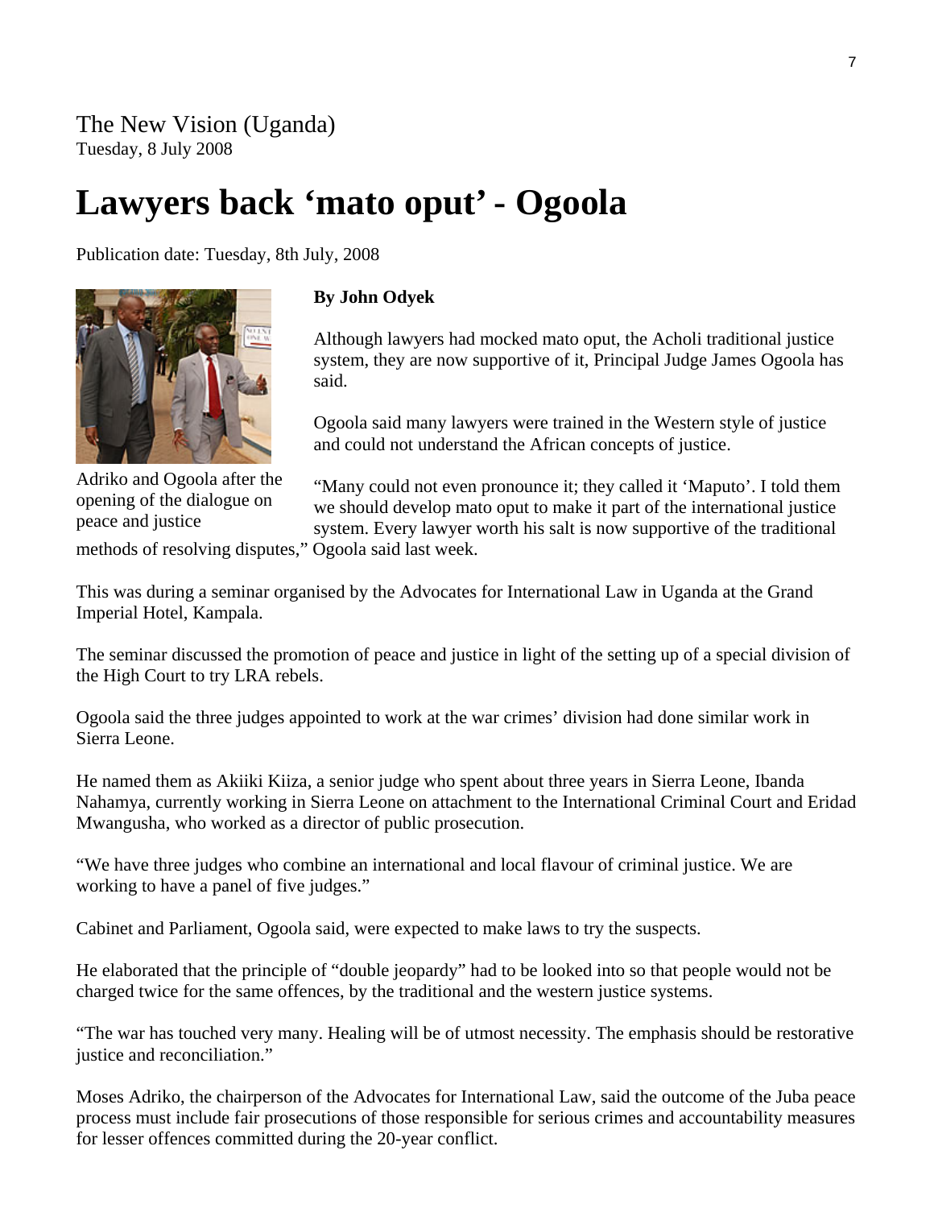The New Vision (Uganda)
Tuesday, 8 July 2008

# Lawyers back 'mato oput' - Ogoola

Publication date: Tuesday, 8th July, 2008

Adriko and Ogoola after the opening of the dialogue on peace and justice

**By John Odyek**

Although lawyers had mocked mato oput, the Acholi traditional justice system, they are now supportive of it, Principal Judge James Ogoola has said.

Ogoola said many lawyers were trained in the Western style of justice and could not understand the African concepts of justice.

"Many could not even pronounce it; they called it 'Maputo'. I told them we should develop mato oput to make it part of the international justice system. Every lawyer worth his salt is now supportive of the traditional methods of resolving disputes," Ogoola said last week.

This was during a seminar organised by the Advocates for International Law in Uganda at the Grand Imperial Hotel, Kampala.

The seminar discussed the promotion of peace and justice in light of the setting up of a special division of the High Court to try LRA rebels.

Ogoola said the three judges appointed to work at the war crimes' division had done similar work in Sierra Leone.

He named them as Akiiki Kiiza, a senior judge who spent about three years in Sierra Leone, Ibanda Nahamya, currently working in Sierra Leone on attachment to the International Criminal Court and Eridad Mwangusha, who worked as a director of public prosecution.

"We have three judges who combine an international and local flavour of criminal justice. We are working to have a panel of five judges."

Cabinet and Parliament, Ogoola said, were expected to make laws to try the suspects.

He elaborated that the principle of "double jeopardy" had to be looked into so that people would not be charged twice for the same offences, by the traditional and the western justice systems.

"The war has touched very many. Healing will be of utmost necessity. The emphasis should be restorative justice and reconciliation."

Moses Adriko, the chairperson of the Advocates for International Law, said the outcome of the Juba peace process must include fair prosecutions of those responsible for serious crimes and accountability measures for lesser offences committed during the 20-year conflict.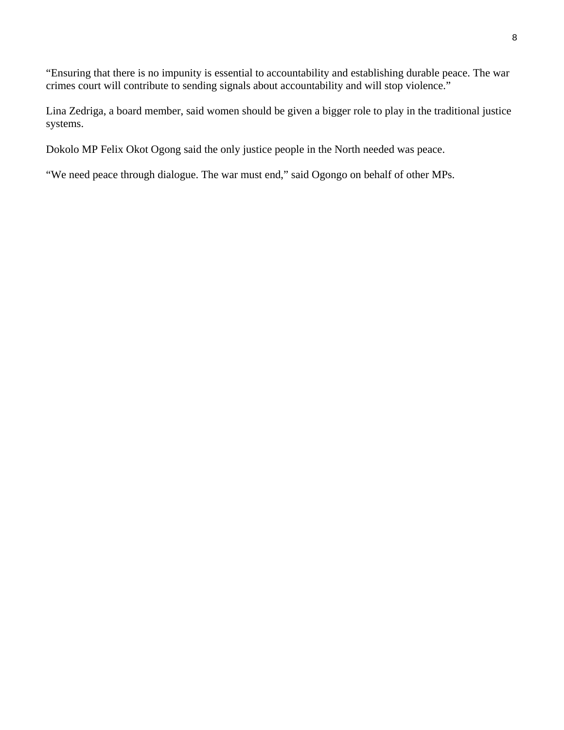"Ensuring that there is no impunity is essential to accountability and establishing durable peace. The war crimes court will contribute to sending signals about accountability and will stop violence."

Lina Zedriga, a board member, said women should be given a bigger role to play in the traditional justice systems.

Dokolo MP Felix Okot Ogong said the only justice people in the North needed was peace.

"We need peace through dialogue. The war must end," said Ogongo on behalf of other MPs.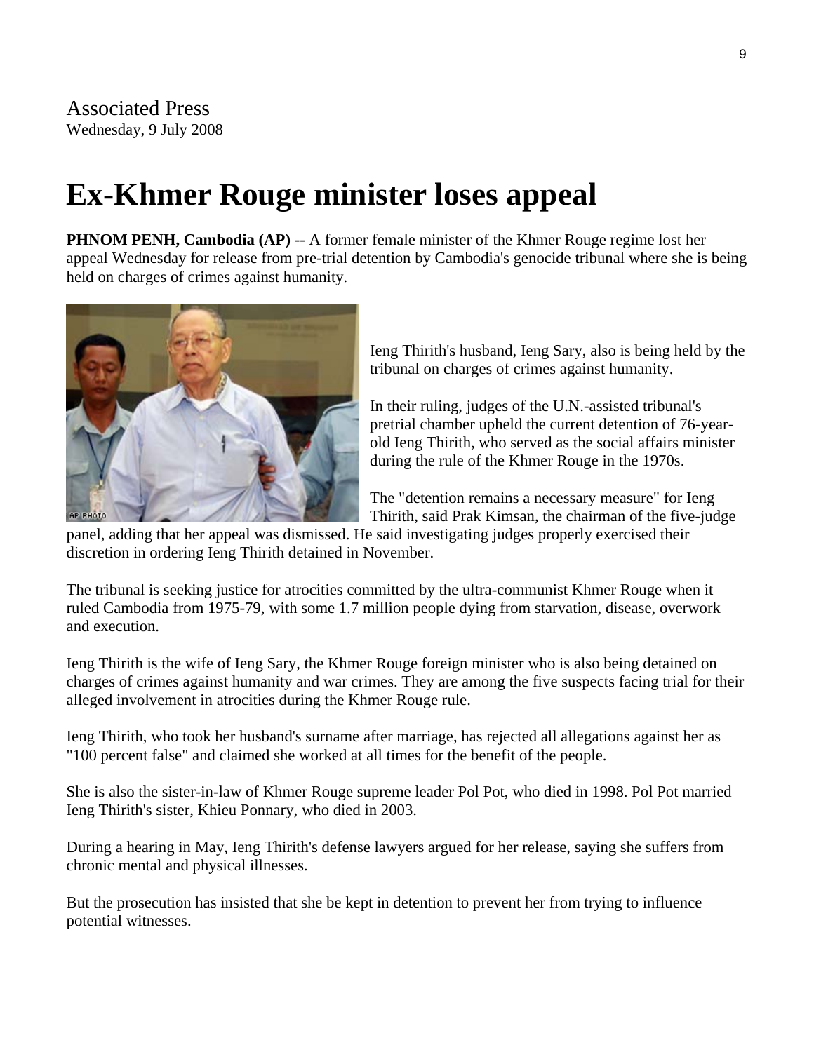Associated Press
Wednesday, 9 July 2008

# Ex-Khmer Rouge minister loses appeal

**PHNOM PENH, Cambodia (AP)** -- A former female minister of the Khmer Rouge regime lost her appeal Wednesday for release from pre-trial detention by Cambodia's genocide tribunal where she is being held on charges of crimes against humanity.

Ieng Thirith's husband, Ieng Sary, also is being held by the tribunal on charges of crimes against humanity.

In their ruling, judges of the U.N.-assisted tribunal's pretrial chamber upheld the current detention of 76-year-old Ieng Thirith, who served as the social affairs minister during the rule of the Khmer Rouge in the 1970s.

The "detention remains a necessary measure" for Ieng Thirith, said Prak Kimsan, the chairman of the five-judge panel, adding that her appeal was dismissed. He said investigating judges properly exercised their discretion in ordering Ieng Thirith detained in November.

The tribunal is seeking justice for atrocities committed by the ultra-communist Khmer Rouge when it ruled Cambodia from 1975-79, with some 1.7 million people dying from starvation, disease, overwork and execution.

Ieng Thirith is the wife of Ieng Sary, the Khmer Rouge foreign minister who is also being detained on charges of crimes against humanity and war crimes. They are among the five suspects facing trial for their alleged involvement in atrocities during the Khmer Rouge rule.

Ieng Thirith, who took her husband's surname after marriage, has rejected all allegations against her as "100 percent false" and claimed she worked at all times for the benefit of the people.

She is also the sister-in-law of Khmer Rouge supreme leader Pol Pot, who died in 1998. Pol Pot married Ieng Thirith's sister, Khieu Ponnary, who died in 2003.

During a hearing in May, Ieng Thirith's defense lawyers argued for her release, saying she suffers from chronic mental and physical illnesses.

But the prosecution has insisted that she be kept in detention to prevent her from trying to influence potential witnesses.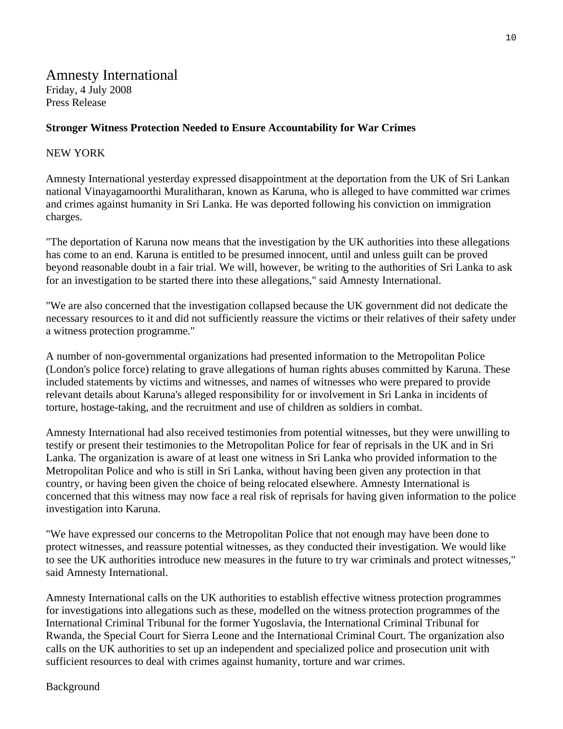# Amnesty International

Friday, 4 July 2008
Press Release

**Stronger Witness Protection Needed to Ensure Accountability for War Crimes**

NEW YORK

Amnesty International yesterday expressed disappointment at the deportation from the UK of Sri Lankan national Vinayagamoorthi Muralitharan, known as Karuna, who is alleged to have committed war crimes and crimes against humanity in Sri Lanka. He was deported following his conviction on immigration charges.

"The deportation of Karuna now means that the investigation by the UK authorities into these allegations has come to an end. Karuna is entitled to be presumed innocent, until and unless guilt can be proved beyond reasonable doubt in a fair trial. We will, however, be writing to the authorities of Sri Lanka to ask for an investigation to be started there into these allegations," said Amnesty International.

"We are also concerned that the investigation collapsed because the UK government did not dedicate the necessary resources to it and did not sufficiently reassure the victims or their relatives of their safety under a witness protection programme."

A number of non-governmental organizations had presented information to the Metropolitan Police (London's police force) relating to grave allegations of human rights abuses committed by Karuna. These included statements by victims and witnesses, and names of witnesses who were prepared to provide relevant details about Karuna's alleged responsibility for or involvement in Sri Lanka in incidents of torture, hostage-taking, and the recruitment and use of children as soldiers in combat.

Amnesty International had also received testimonies from potential witnesses, but they were unwilling to testify or present their testimonies to the Metropolitan Police for fear of reprisals in the UK and in Sri Lanka. The organization is aware of at least one witness in Sri Lanka who provided information to the Metropolitan Police and who is still in Sri Lanka, without having been given any protection in that country, or having been given the choice of being relocated elsewhere. Amnesty International is concerned that this witness may now face a real risk of reprisals for having given information to the police investigation into Karuna.

"We have expressed our concerns to the Metropolitan Police that not enough may have been done to protect witnesses, and reassure potential witnesses, as they conducted their investigation. We would like to see the UK authorities introduce new measures in the future to try war criminals and protect witnesses," said Amnesty International.

Amnesty International calls on the UK authorities to establish effective witness protection programmes for investigations into allegations such as these, modelled on the witness protection programmes of the International Criminal Tribunal for the former Yugoslavia, the International Criminal Tribunal for Rwanda, the Special Court for Sierra Leone and the International Criminal Court. The organization also calls on the UK authorities to set up an independent and specialized police and prosecution unit with sufficient resources to deal with crimes against humanity, torture and war crimes.

Background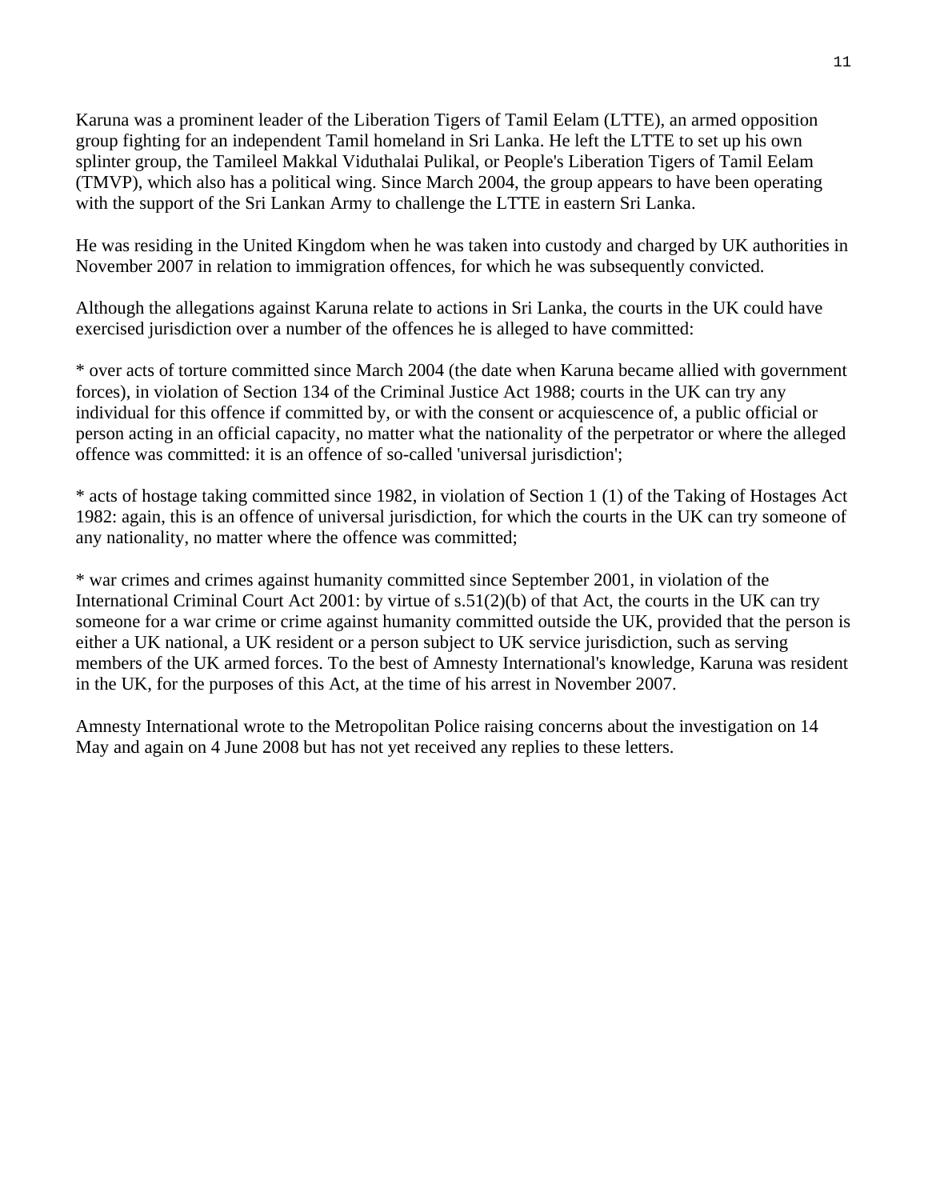Karuna was a prominent leader of the Liberation Tigers of Tamil Eelam (LTTE), an armed opposition group fighting for an independent Tamil homeland in Sri Lanka. He left the LTTE to set up his own splinter group, the Tamileel Makkal Viduthalai Pulikal, or People's Liberation Tigers of Tamil Eelam (TMVP), which also has a political wing. Since March 2004, the group appears to have been operating with the support of the Sri Lankan Army to challenge the LTTE in eastern Sri Lanka.

He was residing in the United Kingdom when he was taken into custody and charged by UK authorities in November 2007 in relation to immigration offences, for which he was subsequently convicted.

Although the allegations against Karuna relate to actions in Sri Lanka, the courts in the UK could have exercised jurisdiction over a number of the offences he is alleged to have committed:

* over acts of torture committed since March 2004 (the date when Karuna became allied with government forces), in violation of Section 134 of the Criminal Justice Act 1988; courts in the UK can try any individual for this offence if committed by, or with the consent or acquiescence of, a public official or person acting in an official capacity, no matter what the nationality of the perpetrator or where the alleged offence was committed: it is an offence of so-called 'universal jurisdiction';

* acts of hostage taking committed since 1982, in violation of Section 1 (1) of the Taking of Hostages Act 1982: again, this is an offence of universal jurisdiction, for which the courts in the UK can try someone of any nationality, no matter where the offence was committed;

* war crimes and crimes against humanity committed since September 2001, in violation of the International Criminal Court Act 2001: by virtue of s.51(2)(b) of that Act, the courts in the UK can try someone for a war crime or crime against humanity committed outside the UK, provided that the person is either a UK national, a UK resident or a person subject to UK service jurisdiction, such as serving members of the UK armed forces. To the best of Amnesty International's knowledge, Karuna was resident in the UK, for the purposes of this Act, at the time of his arrest in November 2007.

Amnesty International wrote to the Metropolitan Police raising concerns about the investigation on 14 May and again on 4 June 2008 but has not yet received any replies to these letters.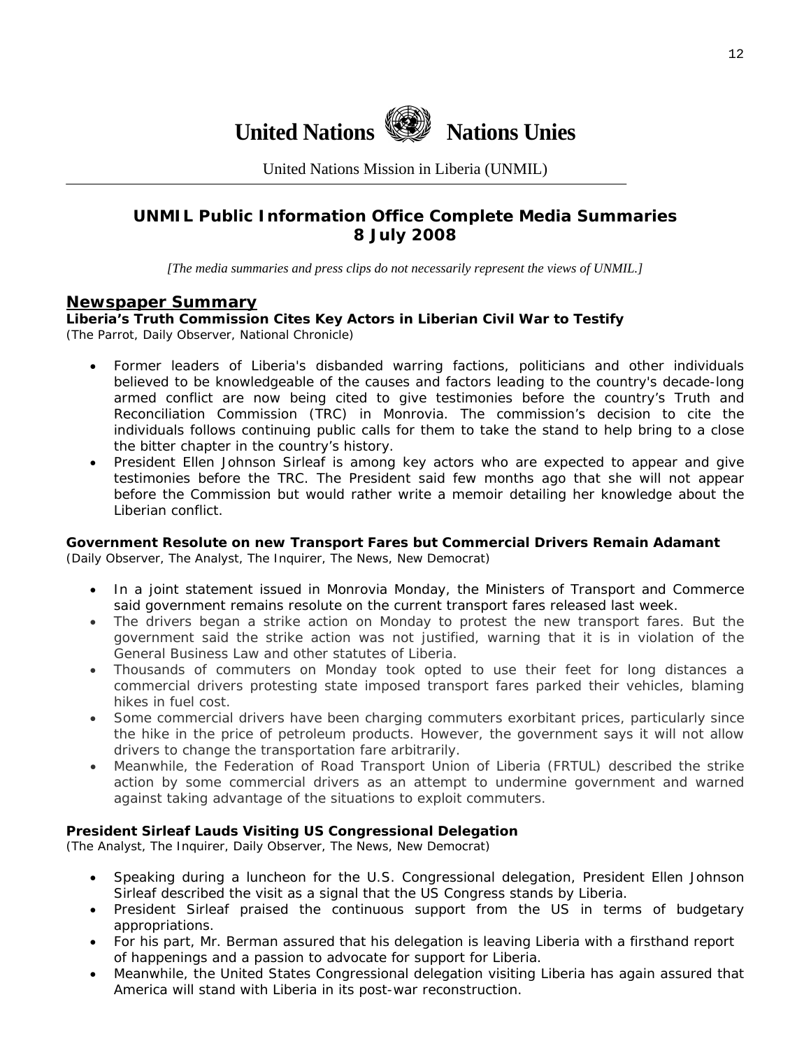**United Nations** **Nations Unies**

United Nations Mission in Liberia (UNMIL)

## UNMIL Public Information Office Complete Media Summaries
## 8 July 2008

*[The media summaries and press clips do not necessarily represent the views of UNMIL.]*

## Newspaper Summary

### Liberia's Truth Commission Cites Key Actors in Liberian Civil War to Testify
(The Parrot, Daily Observer, National Chronicle)

- Former leaders of Liberia's disbanded warring factions, politicians and other individuals believed to be knowledgeable of the causes and factors leading to the country's decade-long armed conflict are now being cited to give testimonies before the country's Truth and Reconciliation Commission (TRC) in Monrovia. The commission's decision to cite the individuals follows continuing public calls for them to take the stand to help bring to a close the bitter chapter in the country's history.
- President Ellen Johnson Sirleaf is among key actors who are expected to appear and give testimonies before the TRC. The President said few months ago that she will not appear before the Commission but would rather write a memoir detailing her knowledge about the Liberian conflict.

### Government Resolute on new Transport Fares but Commercial Drivers Remain Adamant
(Daily Observer, The Analyst, The Inquirer, The News, New Democrat)

- In a joint statement issued in Monrovia Monday, the Ministers of Transport and Commerce said government remains resolute on the current transport fares released last week.
- The drivers began a strike action on Monday to protest the new transport fares. But the government said the strike action was not justified, warning that it is in violation of the General Business Law and other statutes of Liberia.
- Thousands of commuters on Monday took opted to use their feet for long distances a commercial drivers protesting state imposed transport fares parked their vehicles, blaming hikes in fuel cost.
- Some commercial drivers have been charging commuters exorbitant prices, particularly since the hike in the price of petroleum products. However, the government says it will not allow drivers to change the transportation fare arbitrarily.
- Meanwhile, the Federation of Road Transport Union of Liberia (FRTUL) described the strike action by some commercial drivers as an attempt to undermine government and warned against taking advantage of the situations to exploit commuters.

### President Sirleaf Lauds Visiting US Congressional Delegation
(The Analyst, The Inquirer, Daily Observer, The News, New Democrat)

- Speaking during a luncheon for the U.S. Congressional delegation, President Ellen Johnson Sirleaf described the visit as a signal that the US Congress stands by Liberia.
- President Sirleaf praised the continuous support from the US in terms of budgetary appropriations.
- For his part, Mr. Berman assured that his delegation is leaving Liberia with a firsthand report of happenings and a passion to advocate for support for Liberia.
- Meanwhile, the United States Congressional delegation visiting Liberia has again assured that America will stand with Liberia in its post-war reconstruction.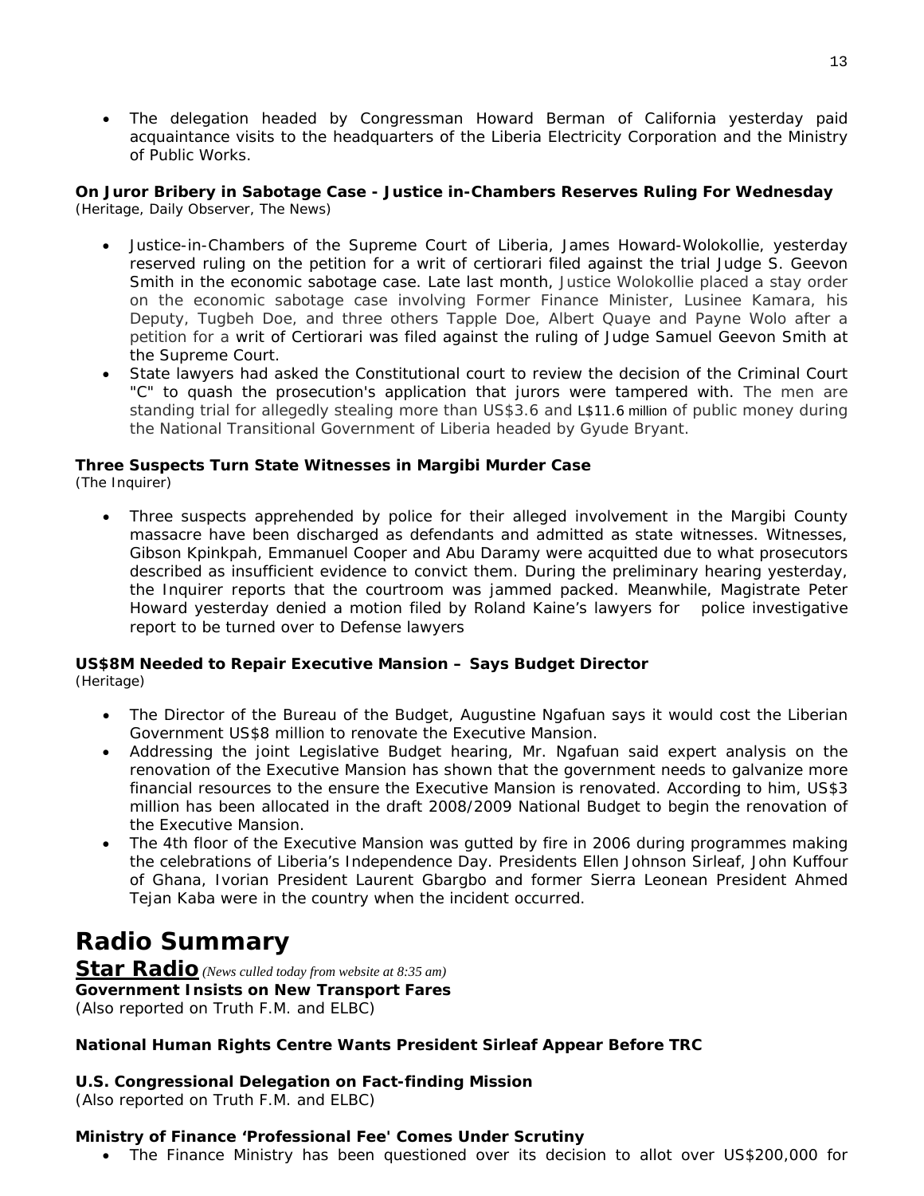- The delegation headed by Congressman Howard Berman of California yesterday paid acquaintance visits to the headquarters of the Liberia Electricity Corporation and the Ministry of Public Works.

**On Juror Bribery in Sabotage Case - Justice in-Chambers Reserves Ruling For Wednesday**
(Heritage, Daily Observer, The News)

- Justice-in-Chambers of the Supreme Court of Liberia, James Howard-Wolokollie, yesterday reserved ruling on the petition for a writ of certiorari filed against the trial Judge S. Geevon Smith in the economic sabotage case. Late last month, Justice Wolokollie placed a stay order on the economic sabotage case involving Former Finance Minister, Lusinee Kamara, his Deputy, Tugbeh Doe, and three others Tapple Doe, Albert Quaye and Payne Wolo after a petition for a writ of Certiorari was filed against the ruling of Judge Samuel Geevon Smith at the Supreme Court.
- State lawyers had asked the Constitutional court to review the decision of the Criminal Court "C" to quash the prosecution's application that jurors were tampered with. The men are standing trial for allegedly stealing more than US$3.6 and L$11.6 million of public money during the National Transitional Government of Liberia headed by Gyude Bryant.

**Three Suspects Turn State Witnesses in Margibi Murder Case**
(The Inquirer)

- Three suspects apprehended by police for their alleged involvement in the Margibi County massacre have been discharged as defendants and admitted as state witnesses. Witnesses, Gibson Kpinkpah, Emmanuel Cooper and Abu Daramy were acquitted due to what prosecutors described as insufficient evidence to convict them. During the preliminary hearing yesterday, the Inquirer reports that the courtroom was jammed packed. Meanwhile, Magistrate Peter Howard yesterday denied a motion filed by Roland Kaine's lawyers for police investigative report to be turned over to Defense lawyers

**US$8M Needed to Repair Executive Mansion – Says Budget Director**
(Heritage)

- The Director of the Bureau of the Budget, Augustine Ngafuan says it would cost the Liberian Government US$8 million to renovate the Executive Mansion.
- Addressing the joint Legislative Budget hearing, Mr. Ngafuan said expert analysis on the renovation of the Executive Mansion has shown that the government needs to galvanize more financial resources to the ensure the Executive Mansion is renovated. According to him, US$3 million has been allocated in the draft 2008/2009 National Budget to begin the renovation of the Executive Mansion.
- The 4th floor of the Executive Mansion was gutted by fire in 2006 during programmes making the celebrations of Liberia's Independence Day. Presidents Ellen Johnson Sirleaf, John Kuffour of Ghana, Ivorian President Laurent Gbargbo and former Sierra Leonean President Ahmed Tejan Kaba were in the country when the incident occurred.

# Radio Summary

**Star Radio** *(News culled today from website at 8:35 am)*

**Government Insists on New Transport Fares**
(Also reported on Truth F.M. and ELBC)

**National Human Rights Centre Wants President Sirleaf Appear Before TRC**

**U.S. Congressional Delegation on Fact-finding Mission**
(Also reported on Truth F.M. and ELBC)

**Ministry of Finance 'Professional Fee' Comes Under Scrutiny**

- The Finance Ministry has been questioned over its decision to allot over US$200,000 for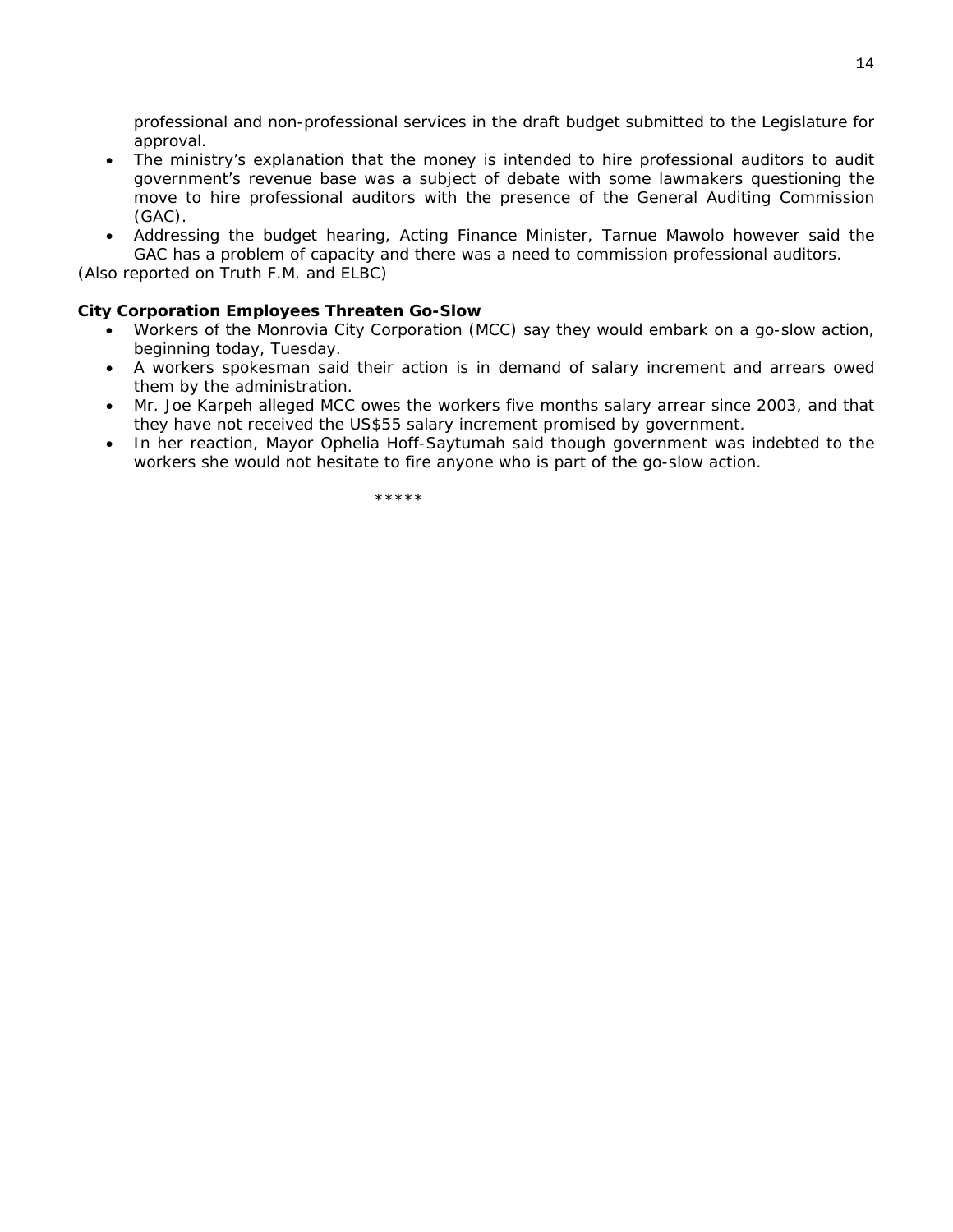professional and non-professional services in the draft budget submitted to the Legislature for approval.

- The ministry's explanation that the money is intended to hire professional auditors to audit government's revenue base was a subject of debate with some lawmakers questioning the move to hire professional auditors with the presence of the General Auditing Commission (GAC).
- Addressing the budget hearing, Acting Finance Minister, Tarnue Mawolo however said the GAC has a problem of capacity and there was a need to commission professional auditors.

*(Also reported on Truth F.M. and ELBC)*

**City Corporation Employees Threaten Go-Slow**

- Workers of the Monrovia City Corporation (MCC) say they would embark on a go-slow action, beginning today, Tuesday.
- A workers spokesman said their action is in demand of salary increment and arrears owed them by the administration.
- Mr. Joe Karpeh alleged MCC owes the workers five months salary arrear since 2003, and that they have not received the US$55 salary increment promised by government.
- In her reaction, Mayor Ophelia Hoff-Saytumah said though government was indebted to the workers she would not hesitate to fire anyone who is part of the go-slow action.

*****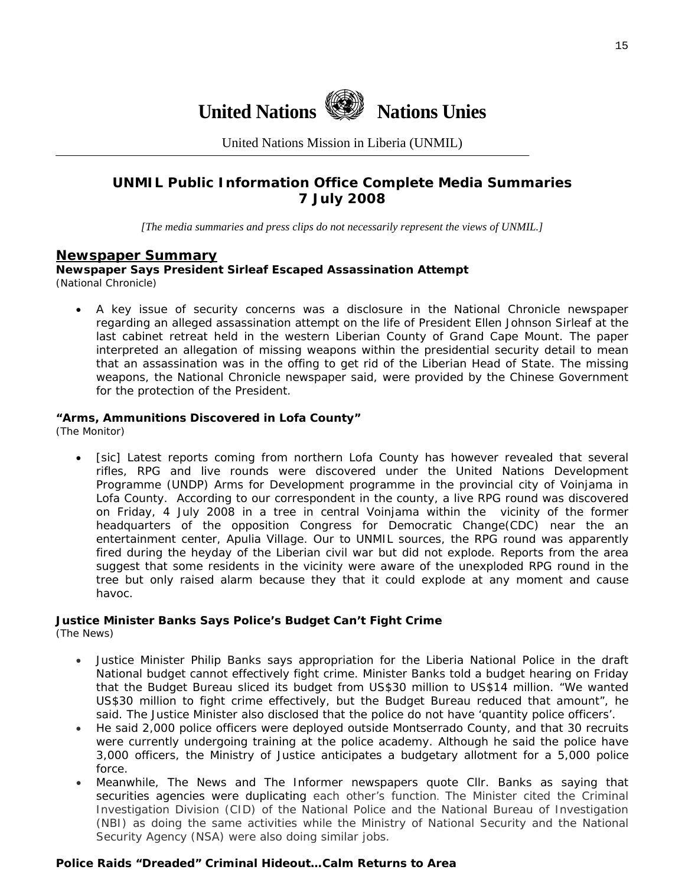# United Nations Nations Unies

United Nations Mission in Liberia (UNMIL)

## UNMIL Public Information Office Complete Media Summaries
## 7 July 2008

*[The media summaries and press clips do not necessarily represent the views of UNMIL.]*

## Newspaper Summary

**Newspaper Says President Sirleaf Escaped Assassination Attempt**
*(National Chronicle)*

- A key issue of security concerns was a disclosure in the National Chronicle newspaper regarding an alleged assassination attempt on the life of President Ellen Johnson Sirleaf at the last cabinet retreat held in the western Liberian County of Grand Cape Mount. The paper interpreted an allegation of missing weapons within the presidential security detail to mean that an assassination was in the offing to get rid of the Liberian Head of State. The missing weapons, the National Chronicle newspaper said, were provided by the Chinese Government for the protection of the President.

**"Arms, Ammunitions Discovered in Lofa County"**
*(The Monitor)*

- [sic] Latest reports coming from northern Lofa County has however revealed that several rifles, RPG and live rounds were discovered under the United Nations Development Programme (UNDP) Arms for Development programme in the provincial city of Voinjama in Lofa County. According to our correspondent in the county, a live RPG round was discovered on Friday, 4 July 2008 in a tree in central Voinjama within the vicinity of the former headquarters of the opposition Congress for Democratic Change(CDC) near the an entertainment center, Apulia Village. Our to UNMIL sources, the RPG round was apparently fired during the heyday of the Liberian civil war but did not explode. Reports from the area suggest that some residents in the vicinity were aware of the unexploded RPG round in the tree but only raised alarm because they that it could explode at any moment and cause havoc.

**Justice Minister Banks Says Police's Budget Can't Fight Crime**
*(The News)*

- Justice Minister Philip Banks says appropriation for the Liberia National Police in the draft National budget cannot effectively fight crime. Minister Banks told a budget hearing on Friday that the Budget Bureau sliced its budget from US$30 million to US$14 million. "We wanted US$30 million to fight crime effectively, but the Budget Bureau reduced that amount", he said. The Justice Minister also disclosed that the police do not have 'quantity police officers'.
- He said 2,000 police officers were deployed outside Montserrado County, and that 30 recruits were currently undergoing training at the police academy. Although he said the police have 3,000 officers, the Ministry of Justice anticipates a budgetary allotment for a 5,000 police force.
- Meanwhile, The News and The Informer newspapers quote Cllr. Banks as saying that securities agencies were duplicating each other's function. The Minister cited the Criminal Investigation Division (CID) of the National Police and the National Bureau of Investigation (NBI) as doing the same activities while the Ministry of National Security and the National Security Agency (NSA) were also doing similar jobs.

**Police Raids "Dreaded" Criminal Hideout…Calm Returns to Area**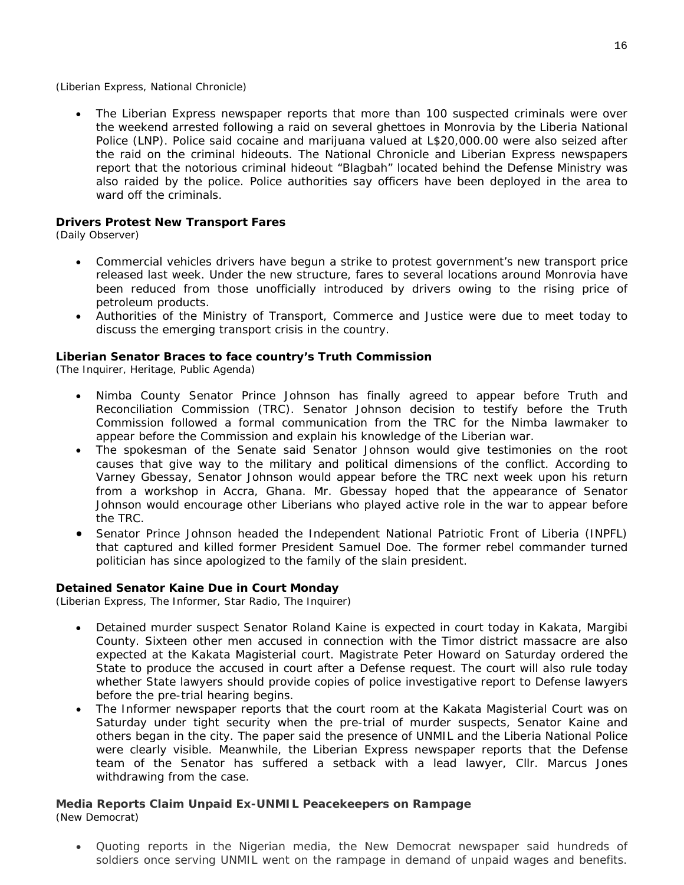(Liberian Express, National Chronicle)

- The Liberian Express newspaper reports that more than 100 suspected criminals were over the weekend arrested following a raid on several ghettoes in Monrovia by the Liberia National Police (LNP). Police said cocaine and marijuana valued at L$20,000.00 were also seized after the raid on the criminal hideouts. The National Chronicle and Liberian Express newspapers report that the notorious criminal hideout "Blagbah" located behind the Defense Ministry was also raided by the police. Police authorities say officers have been deployed in the area to ward off the criminals.

**Drivers Protest New Transport Fares**
*(Daily Observer)*

- Commercial vehicles drivers have begun a strike to protest government's new transport price released last week. Under the new structure, fares to several locations around Monrovia have been reduced from those unofficially introduced by drivers owing to the rising price of petroleum products.
- Authorities of the Ministry of Transport, Commerce and Justice were due to meet today to discuss the emerging transport crisis in the country.

**Liberian Senator Braces to face country's Truth Commission**
*(The Inquirer, Heritage, Public Agenda)*

- Nimba County Senator Prince Johnson has finally agreed to appear before Truth and Reconciliation Commission (TRC). Senator Johnson decision to testify before the Truth Commission followed a formal communication from the TRC for the Nimba lawmaker to appear before the Commission and explain his knowledge of the Liberian war.
- The spokesman of the Senate said Senator Johnson would give testimonies on the root causes that give way to the military and political dimensions of the conflict. According to Varney Gbessay, Senator Johnson would appear before the TRC next week upon his return from a workshop in Accra, Ghana. Mr. Gbessay hoped that the appearance of Senator Johnson would encourage other Liberians who played active role in the war to appear before the TRC.
- Senator Prince Johnson headed the Independent National Patriotic Front of Liberia (INPFL) that captured and killed former President Samuel Doe. The former rebel commander turned politician has since apologized to the family of the slain president.

**Detained Senator Kaine Due in Court Monday**
*(Liberian Express, The Informer, Star Radio, The Inquirer)*

- Detained murder suspect Senator Roland Kaine is expected in court today in Kakata, Margibi County. Sixteen other men accused in connection with the Timor district massacre are also expected at the Kakata Magisterial court. Magistrate Peter Howard on Saturday ordered the State to produce the accused in court after a Defense request. The court will also rule today whether State lawyers should provide copies of police investigative report to Defense lawyers before the pre-trial hearing begins.
- The Informer newspaper reports that the court room at the Kakata Magisterial Court was on Saturday under tight security when the pre-trial of murder suspects, Senator Kaine and others began in the city. The paper said the presence of UNMIL and the Liberia National Police were clearly visible. Meanwhile, the Liberian Express newspaper reports that the Defense team of the Senator has suffered a setback with a lead lawyer, Cllr. Marcus Jones withdrawing from the case.

**Media Reports Claim Unpaid Ex-UNMIL Peacekeepers on Rampage**
*(New Democrat)*

- Quoting reports in the Nigerian media, the New Democrat newspaper said hundreds of soldiers once serving UNMIL went on the rampage in demand of unpaid wages and benefits.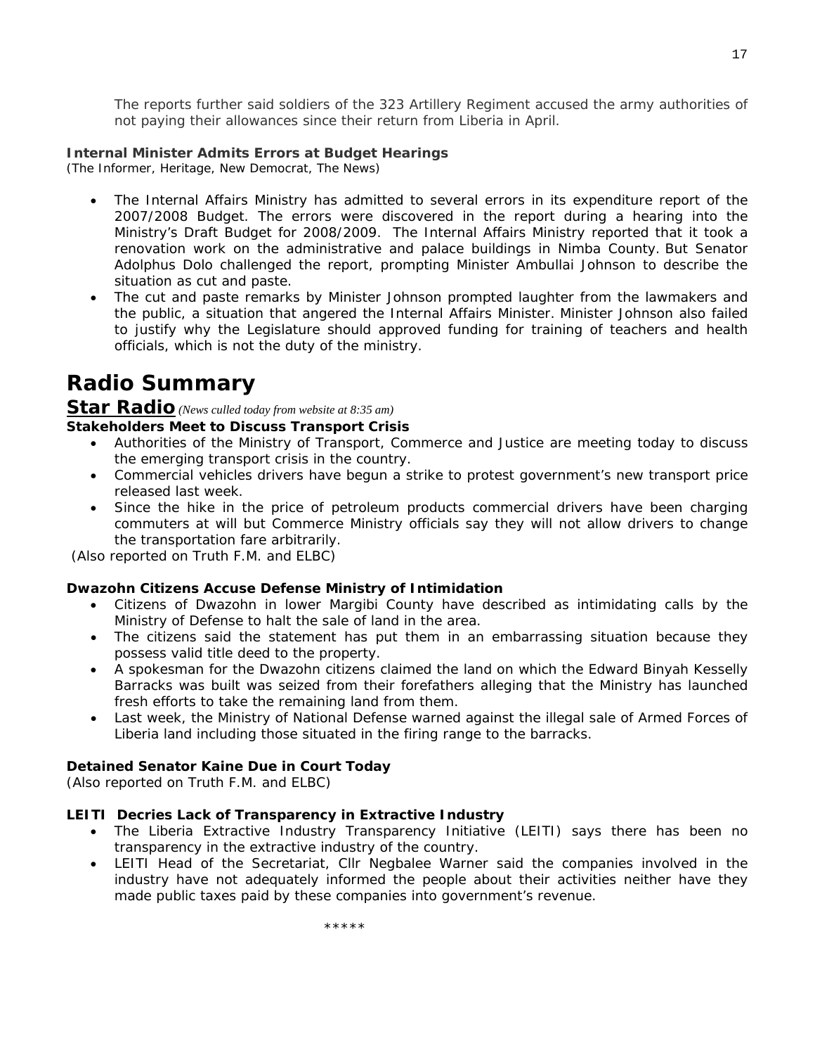The reports further said soldiers of the 323 Artillery Regiment accused the army authorities of not paying their allowances since their return from Liberia in April.

**Internal Minister Admits Errors at Budget Hearings**
(The Informer, Heritage, New Democrat, The News)

- The Internal Affairs Ministry has admitted to several errors in its expenditure report of the 2007/2008 Budget. The errors were discovered in the report during a hearing into the Ministry's Draft Budget for 2008/2009. The Internal Affairs Ministry reported that it took a renovation work on the administrative and palace buildings in Nimba County. But Senator Adolphus Dolo challenged the report, prompting Minister Ambullai Johnson to describe the situation as cut and paste.
- The cut and paste remarks by Minister Johnson prompted laughter from the lawmakers and the public, a situation that angered the Internal Affairs Minister. Minister Johnson also failed to justify why the Legislature should approved funding for training of teachers and health officials, which is not the duty of the ministry.

# Radio Summary

## Star Radio *(News culled today from website at 8:35 am)*

**Stakeholders Meet to Discuss Transport Crisis**

- Authorities of the Ministry of Transport, Commerce and Justice are meeting today to discuss the emerging transport crisis in the country.
- Commercial vehicles drivers have begun a strike to protest government's new transport price released last week.
- Since the hike in the price of petroleum products commercial drivers have been charging commuters at will but Commerce Ministry officials say they will not allow drivers to change the transportation fare arbitrarily.

(Also reported on Truth F.M. and ELBC)

**Dwazohn Citizens Accuse Defense Ministry of Intimidation**

- Citizens of Dwazohn in lower Margibi County have described as intimidating calls by the Ministry of Defense to halt the sale of land in the area.
- The citizens said the statement has put them in an embarrassing situation because they possess valid title deed to the property.
- A spokesman for the Dwazohn citizens claimed the land on which the Edward Binyah Kesselly Barracks was built was seized from their forefathers alleging that the Ministry has launched fresh efforts to take the remaining land from them.
- Last week, the Ministry of National Defense warned against the illegal sale of Armed Forces of Liberia land including those situated in the firing range to the barracks.

**Detained Senator Kaine Due in Court Today**
(Also reported on Truth F.M. and ELBC)

**LEITI Decries Lack of Transparency in Extractive Industry**

- The Liberia Extractive Industry Transparency Initiative (LEITI) says there has been no transparency in the extractive industry of the country.
- LEITI Head of the Secretariat, Cllr Negbalee Warner said the companies involved in the industry have not adequately informed the people about their activities neither have they made public taxes paid by these companies into government's revenue.

*****